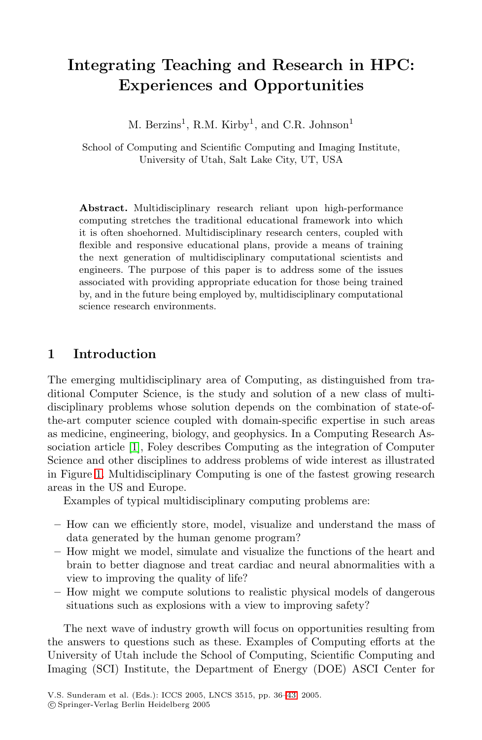# Integrating Teaching and Research in HPC: Experiences and Opportunities

M. Berzins[1], R.M. Kirby[1], and C.R. Johnson[1]

School of Computing and Scientific Computing and Imaging Institute, University of Utah, Salt Lake City, UT, USA

**Abstract.** Multidisciplinary research reliant upon high-performance computing stretches the traditional educational framework into which it is often shoehorned. Multidisciplinary research centers, coupled with flexible and responsive educational plans, provide a means of training the next generation of multidisciplinary computational scientists and engineers. The purpose of this paper is to address some of the issues associated with providing appropriate education for those being trained by, and in the future being employed by, multidisciplinary computational science research environments.

## 1 Introduction

The emerging multidisciplinary area of Computing, as distinguished from traditional Computer Science, is the study and solution of a new class of multidisciplinary problems whose solution depends on the combination of state-of-the-art computer science coupled with domain-specific expertise in such areas as medicine, engineering, biology, and geophysics. In a Computing Research Association article [1], Foley describes Computing as the integration of Computer Science and other disciplines to address problems of wide interest as illustrated in Figure 1. Multidisciplinary Computing is one of the fastest growing research areas in the US and Europe.

Examples of typical multidisciplinary computing problems are:

- How can we efficiently store, model, visualize and understand the mass of data generated by the human genome program?
- How might we model, simulate and visualize the functions of the heart and brain to better diagnose and treat cardiac and neural abnormalities with a view to improving the quality of life?
- How might we compute solutions to realistic physical models of dangerous situations such as explosions with a view to improving safety?

The next wave of industry growth will focus on opportunities resulting from the answers to questions such as these. Examples of Computing efforts at the University of Utah include the School of Computing, Scientific Computing and Imaging (SCI) Institute, the Department of Energy (DOE) ASCI Center for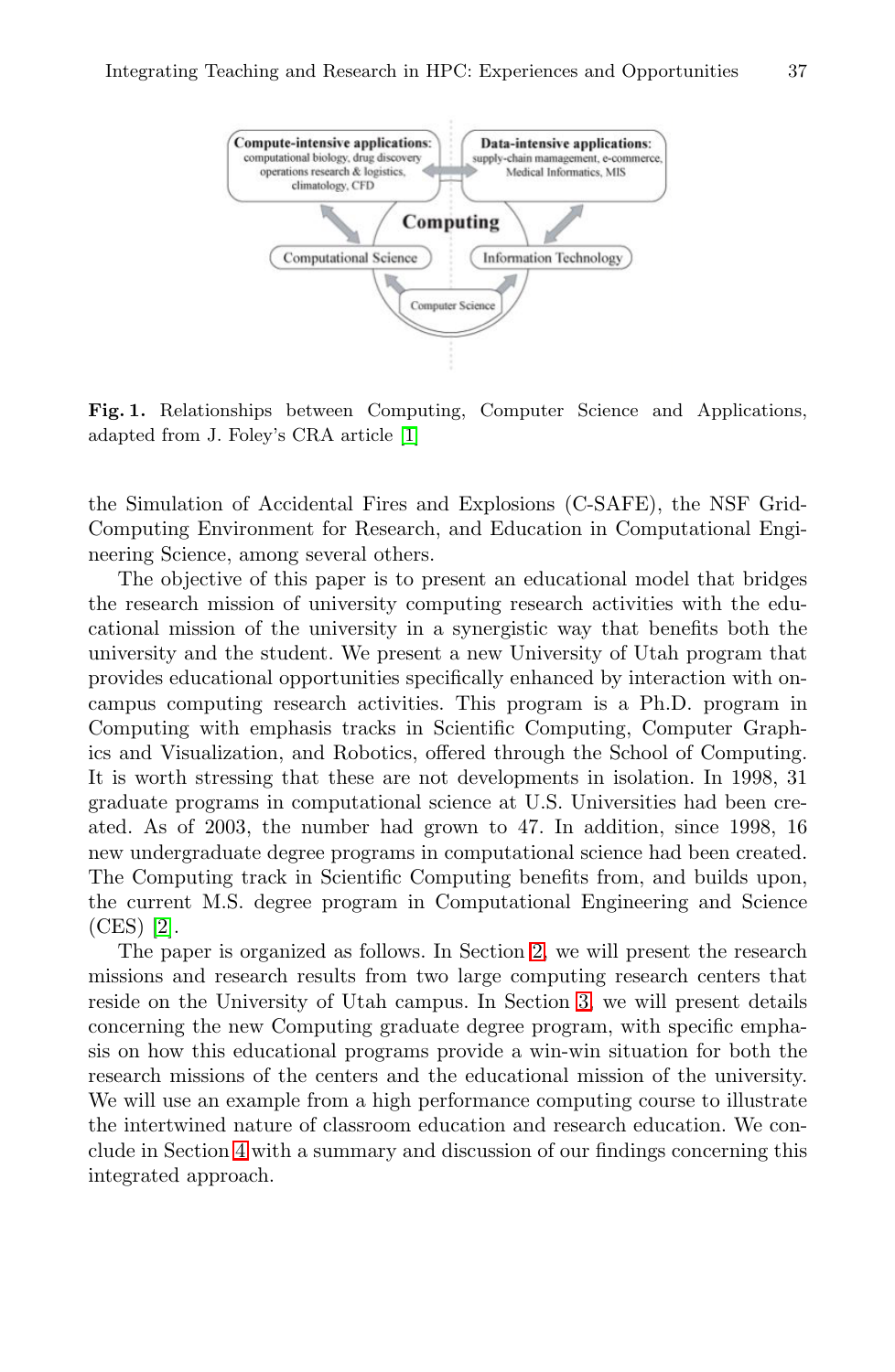**Fig. 1.** Relationships between Computing, Computer Science and Applications, adapted from J. Foley's CRA article [1]

the Simulation of Accidental Fires and Explosions (C-SAFE), the NSF Grid-Computing Environment for Research, and Education in Computational Engineering Science, among several others.

The objective of this paper is to present an educational model that bridges the research mission of university computing research activities with the educational mission of the university in a synergistic way that benefits both the university and the student. We present a new University of Utah program that provides educational opportunities specifically enhanced by interaction with on-campus computing research activities. This program is a Ph.D. program in Computing with emphasis tracks in Scientific Computing, Computer Graphics and Visualization, and Robotics, offered through the School of Computing. It is worth stressing that these are not developments in isolation. In 1998, 31 graduate programs in computational science at U.S. Universities had been created. As of 2003, the number had grown to 47. In addition, since 1998, 16 new undergraduate degree programs in computational science had been created. The Computing track in Scientific Computing benefits from, and builds upon, the current M.S. degree program in Computational Engineering and Science (CES) [2].

The paper is organized as follows. In Section 2, we will present the research missions and research results from two large computing research centers that reside on the University of Utah campus. In Section 3, we will present details concerning the new Computing graduate degree program, with specific emphasis on how this educational programs provide a win-win situation for both the research missions of the centers and the educational mission of the university. We will use an example from a high performance computing course to illustrate the intertwined nature of classroom education and research education. We conclude in Section 4 with a summary and discussion of our findings concerning this integrated approach.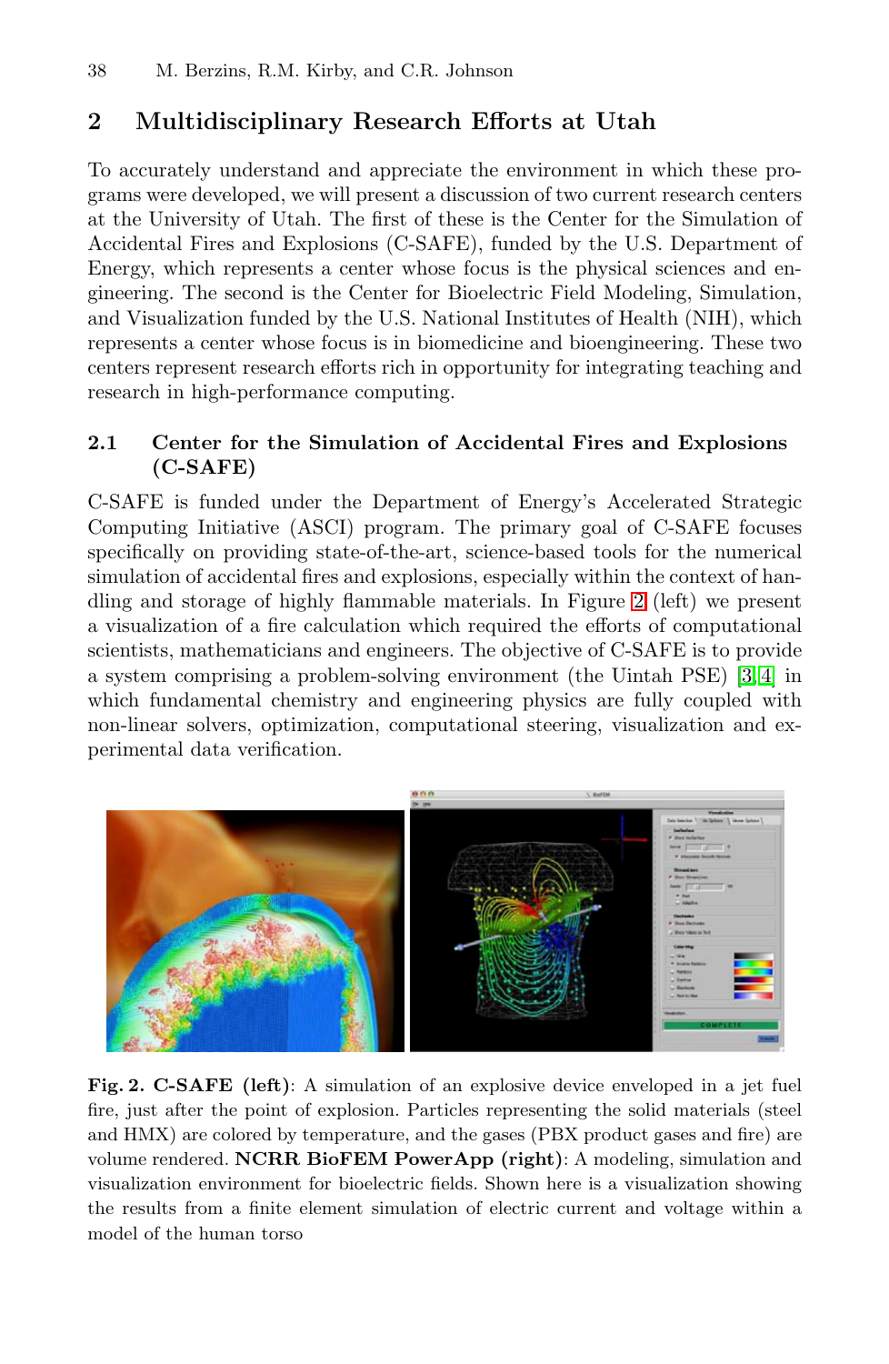## 2 Multidisciplinary Research Efforts at Utah

To accurately understand and appreciate the environment in which these programs were developed, we will present a discussion of two current research centers at the University of Utah. The first of these is the Center for the Simulation of Accidental Fires and Explosions (C-SAFE), funded by the U.S. Department of Energy, which represents a center whose focus is the physical sciences and engineering. The second is the Center for Bioelectric Field Modeling, Simulation, and Visualization funded by the U.S. National Institutes of Health (NIH), which represents a center whose focus is in biomedicine and bioengineering. These two centers represent research efforts rich in opportunity for integrating teaching and research in high-performance computing.

### 2.1 Center for the Simulation of Accidental Fires and Explosions (C-SAFE)

C-SAFE is funded under the Department of Energy's Accelerated Strategic Computing Initiative (ASCI) program. The primary goal of C-SAFE focuses specifically on providing state-of-the-art, science-based tools for the numerical simulation of accidental fires and explosions, especially within the context of handling and storage of highly flammable materials. In Figure 2 (left) we present a visualization of a fire calculation which required the efforts of computational scientists, mathematicians and engineers. The objective of C-SAFE is to provide a system comprising a problem-solving environment (the Uintah PSE) [3,4] in which fundamental chemistry and engineering physics are fully coupled with non-linear solvers, optimization, computational steering, visualization and experimental data verification.

**Fig. 2. C-SAFE (left)**: A simulation of an explosive device enveloped in a jet fuel fire, just after the point of explosion. Particles representing the solid materials (steel and HMX) are colored by temperature, and the gases (PBX product gases and fire) are volume rendered. **NCRR BioFEM PowerApp (right)**: A modeling, simulation and visualization environment for bioelectric fields. Shown here is a visualization showing the results from a finite element simulation of electric current and voltage within a model of the human torso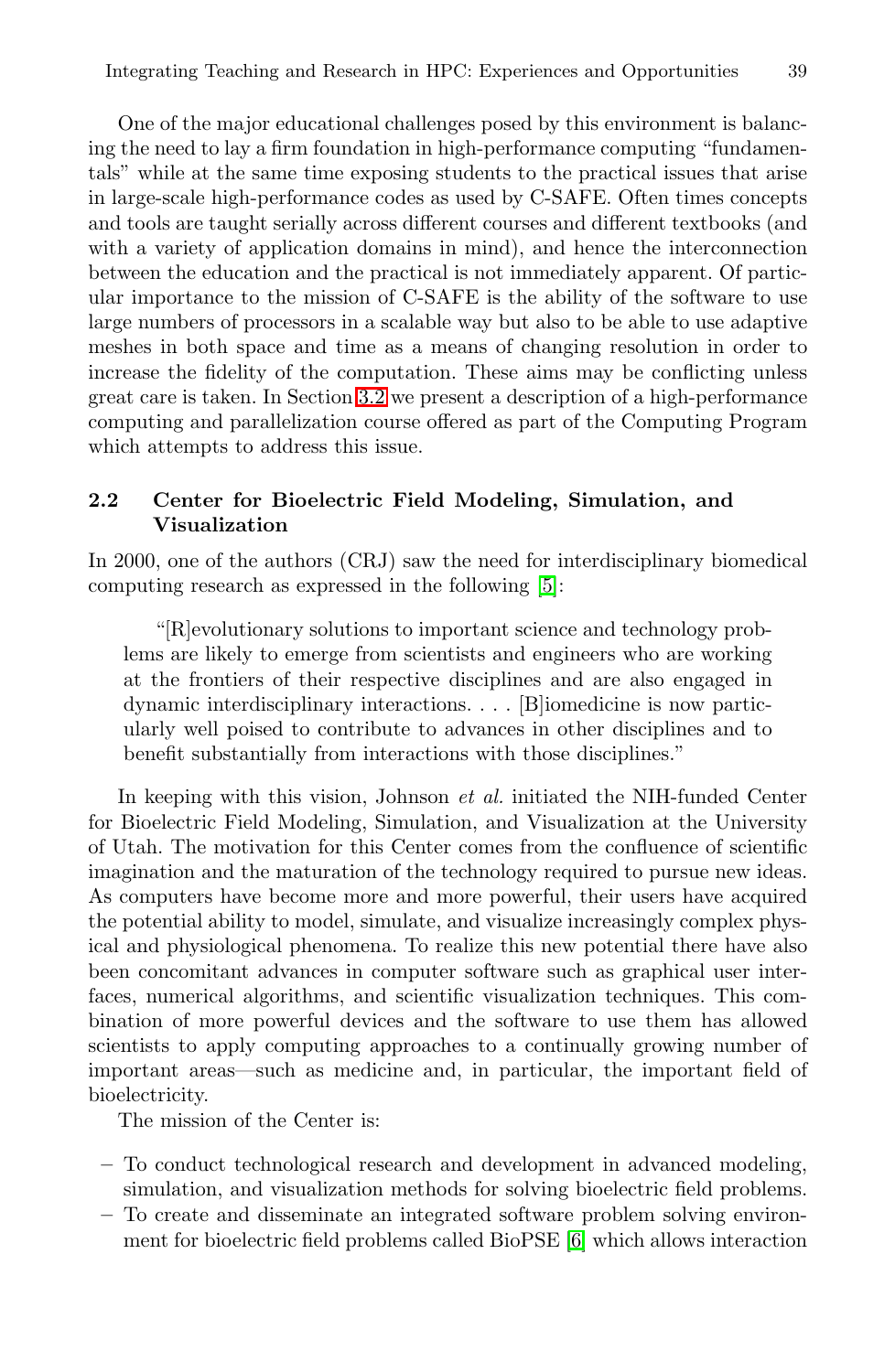One of the major educational challenges posed by this environment is balancing the need to lay a firm foundation in high-performance computing "fundamentals" while at the same time exposing students to the practical issues that arise in large-scale high-performance codes as used by C-SAFE. Often times concepts and tools are taught serially across different courses and different textbooks (and with a variety of application domains in mind), and hence the interconnection between the education and the practical is not immediately apparent. Of particular importance to the mission of C-SAFE is the ability of the software to use large numbers of processors in a scalable way but also to be able to use adaptive meshes in both space and time as a means of changing resolution in order to increase the fidelity of the computation. These aims may be conflicting unless great care is taken. In Section 3.2 we present a description of a high-performance computing and parallelization course offered as part of the Computing Program which attempts to address this issue.

### 2.2 Center for Bioelectric Field Modeling, Simulation, and Visualization

In 2000, one of the authors (CRJ) saw the need for interdisciplinary biomedical computing research as expressed in the following [5]:

> "[R]evolutionary solutions to important science and technology problems are likely to emerge from scientists and engineers who are working at the frontiers of their respective disciplines and are also engaged in dynamic interdisciplinary interactions. . . . [B]iomedicine is now particularly well poised to contribute to advances in other disciplines and to benefit substantially from interactions with those disciplines."

In keeping with this vision, Johnson *et al.* initiated the NIH-funded Center for Bioelectric Field Modeling, Simulation, and Visualization at the University of Utah. The motivation for this Center comes from the confluence of scientific imagination and the maturation of the technology required to pursue new ideas. As computers have become more and more powerful, their users have acquired the potential ability to model, simulate, and visualize increasingly complex physical and physiological phenomena. To realize this new potential there have also been concomitant advances in computer software such as graphical user interfaces, numerical algorithms, and scientific visualization techniques. This combination of more powerful devices and the software to use them has allowed scientists to apply computing approaches to a continually growing number of important areas—such as medicine and, in particular, the important field of bioelectricity.

The mission of the Center is:

- To conduct technological research and development in advanced modeling, simulation, and visualization methods for solving bioelectric field problems.
- To create and disseminate an integrated software problem solving environment for bioelectric field problems called BioPSE [6] which allows interaction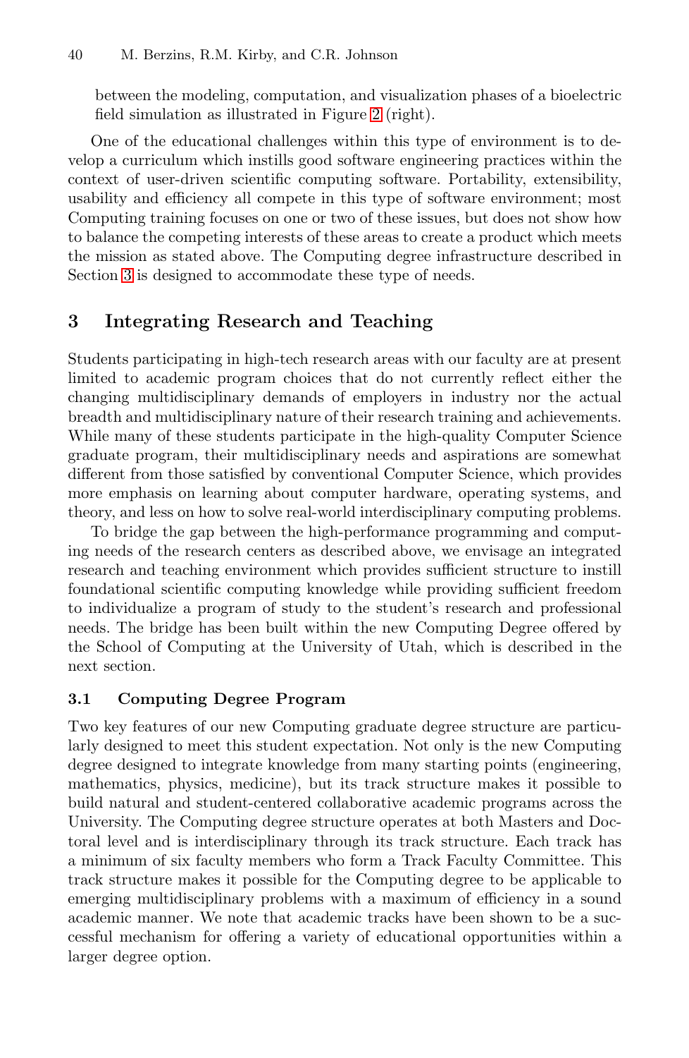between the modeling, computation, and visualization phases of a bioelectric field simulation as illustrated in Figure 2 (right).

One of the educational challenges within this type of environment is to develop a curriculum which instills good software engineering practices within the context of user-driven scientific computing software. Portability, extensibility, usability and efficiency all compete in this type of software environment; most Computing training focuses on one or two of these issues, but does not show how to balance the competing interests of these areas to create a product which meets the mission as stated above. The Computing degree infrastructure described in Section 3 is designed to accommodate these type of needs.

## 3 Integrating Research and Teaching

Students participating in high-tech research areas with our faculty are at present limited to academic program choices that do not currently reflect either the changing multidisciplinary demands of employers in industry nor the actual breadth and multidisciplinary nature of their research training and achievements. While many of these students participate in the high-quality Computer Science graduate program, their multidisciplinary needs and aspirations are somewhat different from those satisfied by conventional Computer Science, which provides more emphasis on learning about computer hardware, operating systems, and theory, and less on how to solve real-world interdisciplinary computing problems.

To bridge the gap between the high-performance programming and computing needs of the research centers as described above, we envisage an integrated research and teaching environment which provides sufficient structure to instill foundational scientific computing knowledge while providing sufficient freedom to individualize a program of study to the student's research and professional needs. The bridge has been built within the new Computing Degree offered by the School of Computing at the University of Utah, which is described in the next section.

### 3.1 Computing Degree Program

Two key features of our new Computing graduate degree structure are particularly designed to meet this student expectation. Not only is the new Computing degree designed to integrate knowledge from many starting points (engineering, mathematics, physics, medicine), but its track structure makes it possible to build natural and student-centered collaborative academic programs across the University. The Computing degree structure operates at both Masters and Doctoral level and is interdisciplinary through its track structure. Each track has a minimum of six faculty members who form a Track Faculty Committee. This track structure makes it possible for the Computing degree to be applicable to emerging multidisciplinary problems with a maximum of efficiency in a sound academic manner. We note that academic tracks have been shown to be a successful mechanism for offering a variety of educational opportunities within a larger degree option.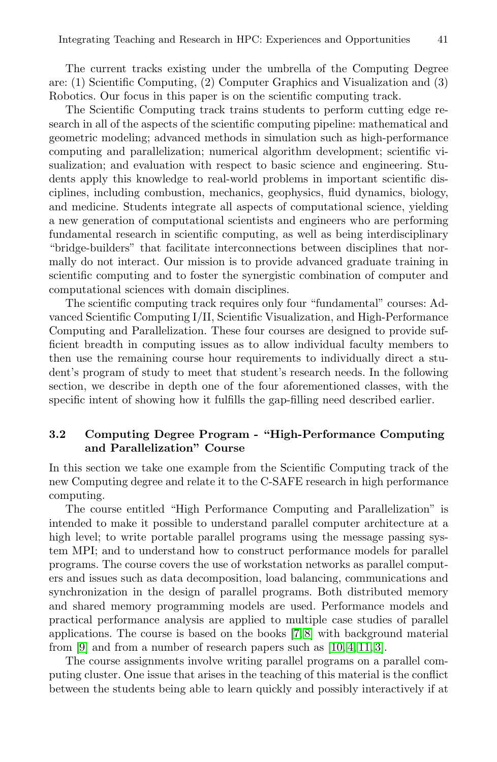The current tracks existing under the umbrella of the Computing Degree are: (1) Scientific Computing, (2) Computer Graphics and Visualization and (3) Robotics. Our focus in this paper is on the scientific computing track.

The Scientific Computing track trains students to perform cutting edge research in all of the aspects of the scientific computing pipeline: mathematical and geometric modeling; advanced methods in simulation such as high-performance computing and parallelization; numerical algorithm development; scientific visualization; and evaluation with respect to basic science and engineering. Students apply this knowledge to real-world problems in important scientific disciplines, including combustion, mechanics, geophysics, fluid dynamics, biology, and medicine. Students integrate all aspects of computational science, yielding a new generation of computational scientists and engineers who are performing fundamental research in scientific computing, as well as being interdisciplinary "bridge-builders" that facilitate interconnections between disciplines that normally do not interact. Our mission is to provide advanced graduate training in scientific computing and to foster the synergistic combination of computer and computational sciences with domain disciplines.

The scientific computing track requires only four "fundamental" courses: Advanced Scientific Computing I/II, Scientific Visualization, and High-Performance Computing and Parallelization. These four courses are designed to provide sufficient breadth in computing issues as to allow individual faculty members to then use the remaining course hour requirements to individually direct a student's program of study to meet that student's research needs. In the following section, we describe in depth one of the four aforementioned classes, with the specific intent of showing how it fulfills the gap-filling need described earlier.

### 3.2 Computing Degree Program - "High-Performance Computing and Parallelization" Course

In this section we take one example from the Scientific Computing track of the new Computing degree and relate it to the C-SAFE research in high performance computing.

The course entitled "High Performance Computing and Parallelization" is intended to make it possible to understand parallel computer architecture at a high level; to write portable parallel programs using the message passing system MPI; and to understand how to construct performance models for parallel programs. The course covers the use of workstation networks as parallel computers and issues such as data decomposition, load balancing, communications and synchronization in the design of parallel programs. Both distributed memory and shared memory programming models are used. Performance models and practical performance analysis are applied to multiple case studies of parallel applications. The course is based on the books [7,8] with background material from [9] and from a number of research papers such as [10,4,11,3].

The course assignments involve writing parallel programs on a parallel computing cluster. One issue that arises in the teaching of this material is the conflict between the students being able to learn quickly and possibly interactively if at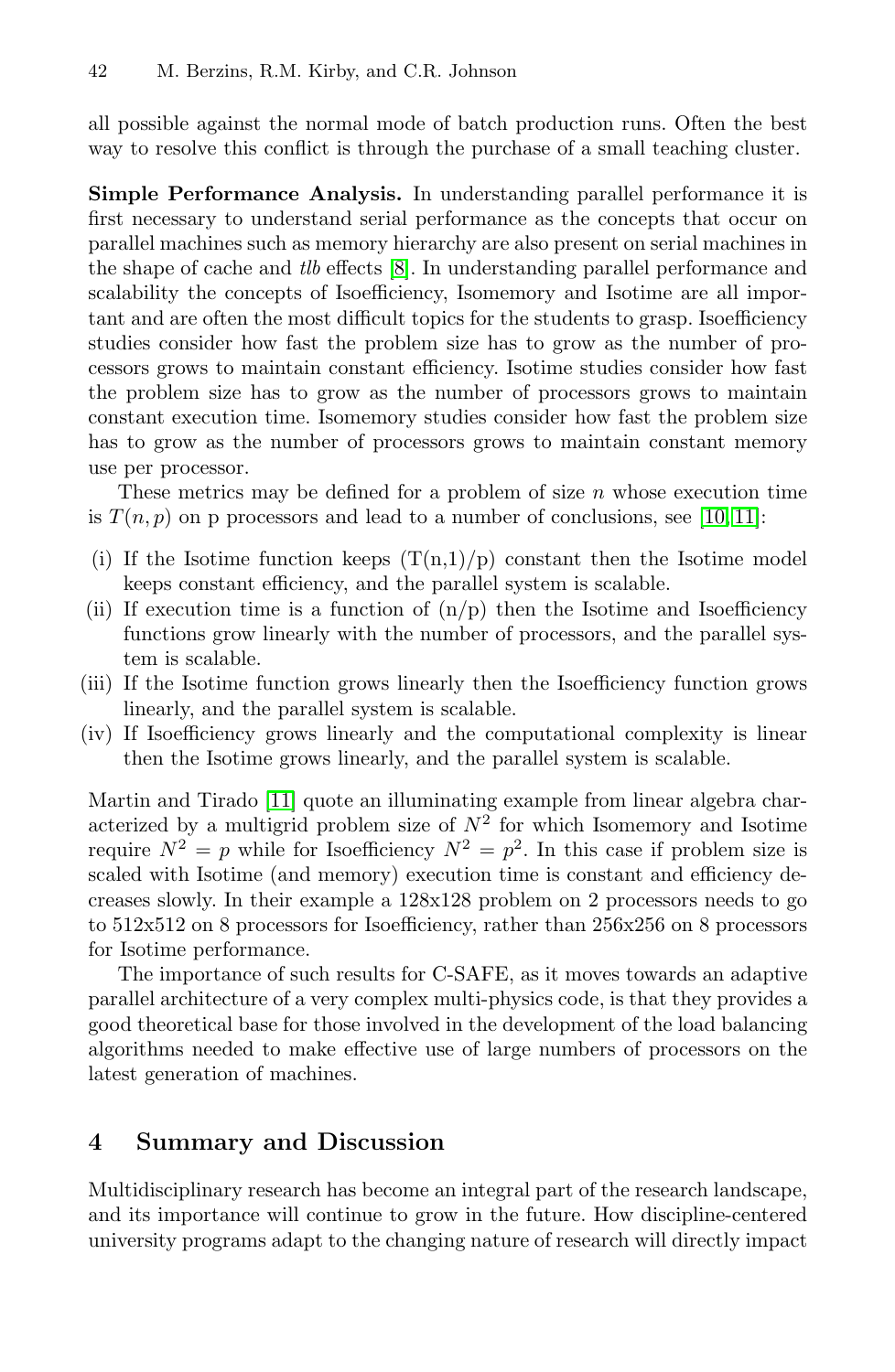all possible against the normal mode of batch production runs. Often the best way to resolve this conflict is through the purchase of a small teaching cluster.

**Simple Performance Analysis.** In understanding parallel performance it is first necessary to understand serial performance as the concepts that occur on parallel machines such as memory hierarchy are also present on serial machines in the shape of cache and *tlb* effects [8]. In understanding parallel performance and scalability the concepts of Isoefficiency, Isomemory and Isotime are all important and are often the most difficult topics for the students to grasp. Isoefficiency studies consider how fast the problem size has to grow as the number of processors grows to maintain constant efficiency. Isotime studies consider how fast the problem size has to grow as the number of processors grows to maintain constant execution time. Isomemory studies consider how fast the problem size has to grow as the number of processors grows to maintain constant memory use per processor.

These metrics may be defined for a problem of size $n$ whose execution time is $T(n, p)$ on p processors and lead to a number of conclusions, see [10,11]:

(i) If the Isotime function keeps (T(n,1)/p) constant then the Isotime model keeps constant efficiency, and the parallel system is scalable.
(ii) If execution time is a function of (n/p) then the Isotime and Isoefficiency functions grow linearly with the number of processors, and the parallel system is scalable.
(iii) If the Isotime function grows linearly then the Isoefficiency function grows linearly, and the parallel system is scalable.
(iv) If Isoefficiency grows linearly and the computational complexity is linear then the Isotime grows linearly, and the parallel system is scalable.

Martin and Tirado [11] quote an illuminating example from linear algebra characterized by a multigrid problem size of $N^2$ for which Isomemory and Isotime require $N^2 = p$ while for Isoefficiency $N^2 = p^2$. In this case if problem size is scaled with Isotime (and memory) execution time is constant and efficiency decreases slowly. In their example a 128x128 problem on 2 processors needs to go to 512x512 on 8 processors for Isoefficiency, rather than 256x256 on 8 processors for Isotime performance.

The importance of such results for C-SAFE, as it moves towards an adaptive parallel architecture of a very complex multi-physics code, is that they provides a good theoretical base for those involved in the development of the load balancing algorithms needed to make effective use of large numbers of processors on the latest generation of machines.

## 4 Summary and Discussion

Multidisciplinary research has become an integral part of the research landscape, and its importance will continue to grow in the future. How discipline-centered university programs adapt to the changing nature of research will directly impact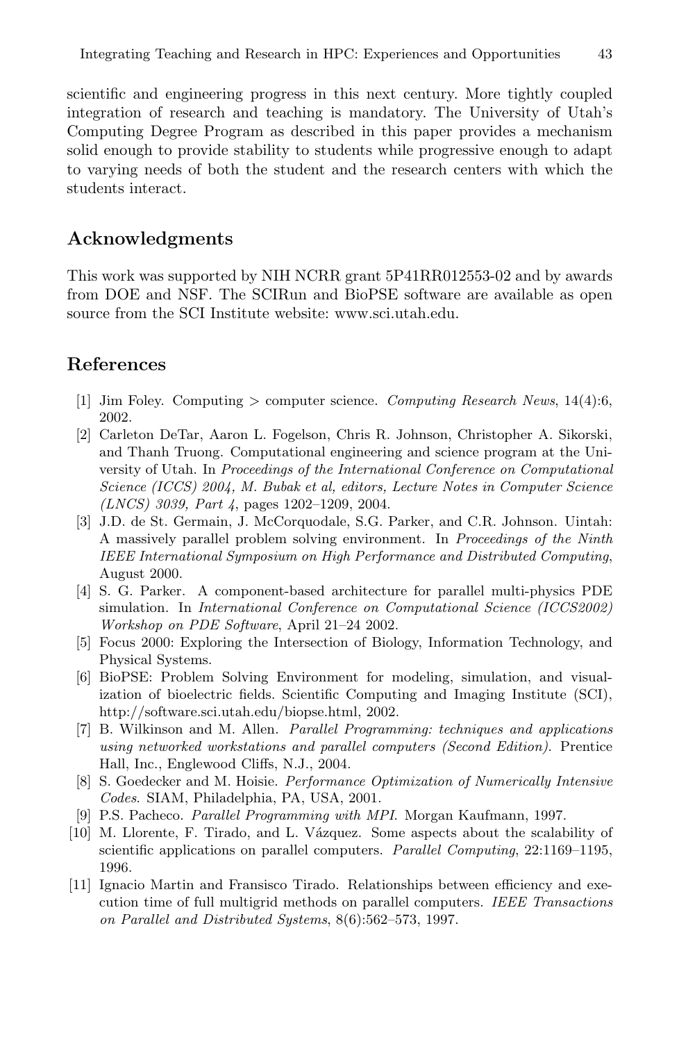scientific and engineering progress in this next century. More tightly coupled integration of research and teaching is mandatory. The University of Utah's Computing Degree Program as described in this paper provides a mechanism solid enough to provide stability to students while progressive enough to adapt to varying needs of both the student and the research centers with which the students interact.

## Acknowledgments

This work was supported by NIH NCRR grant 5P41RR012553-02 and by awards from DOE and NSF. The SCIRun and BioPSE software are available as open source from the SCI Institute website: www.sci.utah.edu.

## References

[1] Jim Foley. Computing > computer science. *Computing Research News*, 14(4):6, 2002.

[2] Carleton DeTar, Aaron L. Fogelson, Chris R. Johnson, Christopher A. Sikorski, and Thanh Truong. Computational engineering and science program at the University of Utah. In *Proceedings of the International Conference on Computational Science (ICCS) 2004, M. Bubak et al, editors, Lecture Notes in Computer Science (LNCS) 3039, Part 4*, pages 1202–1209, 2004.

[3] J.D. de St. Germain, J. McCorquodale, S.G. Parker, and C.R. Johnson. Uintah: A massively parallel problem solving environment. In *Proceedings of the Ninth IEEE International Symposium on High Performance and Distributed Computing*, August 2000.

[4] S. G. Parker. A component-based architecture for parallel multi-physics PDE simulation. In *International Conference on Computational Science (ICCS2002) Workshop on PDE Software*, April 21–24 2002.

[5] Focus 2000: Exploring the Intersection of Biology, Information Technology, and Physical Systems.

[6] BioPSE: Problem Solving Environment for modeling, simulation, and visualization of bioelectric fields. Scientific Computing and Imaging Institute (SCI), http://software.sci.utah.edu/biopse.html, 2002.

[7] B. Wilkinson and M. Allen. *Parallel Programming: techniques and applications using networked workstations and parallel computers (Second Edition)*. Prentice Hall, Inc., Englewood Cliffs, N.J., 2004.

[8] S. Goedecker and M. Hoisie. *Performance Optimization of Numerically Intensive Codes*. SIAM, Philadelphia, PA, USA, 2001.

[9] P.S. Pacheco. *Parallel Programming with MPI*. Morgan Kaufmann, 1997.

[10] M. Llorente, F. Tirado, and L. Vázquez. Some aspects about the scalability of scientific applications on parallel computers. *Parallel Computing*, 22:1169–1195, 1996.

[11] Ignacio Martin and Fransisco Tirado. Relationships between efficiency and execution time of full multigrid methods on parallel computers. *IEEE Transactions on Parallel and Distributed Systems*, 8(6):562–573, 1997.